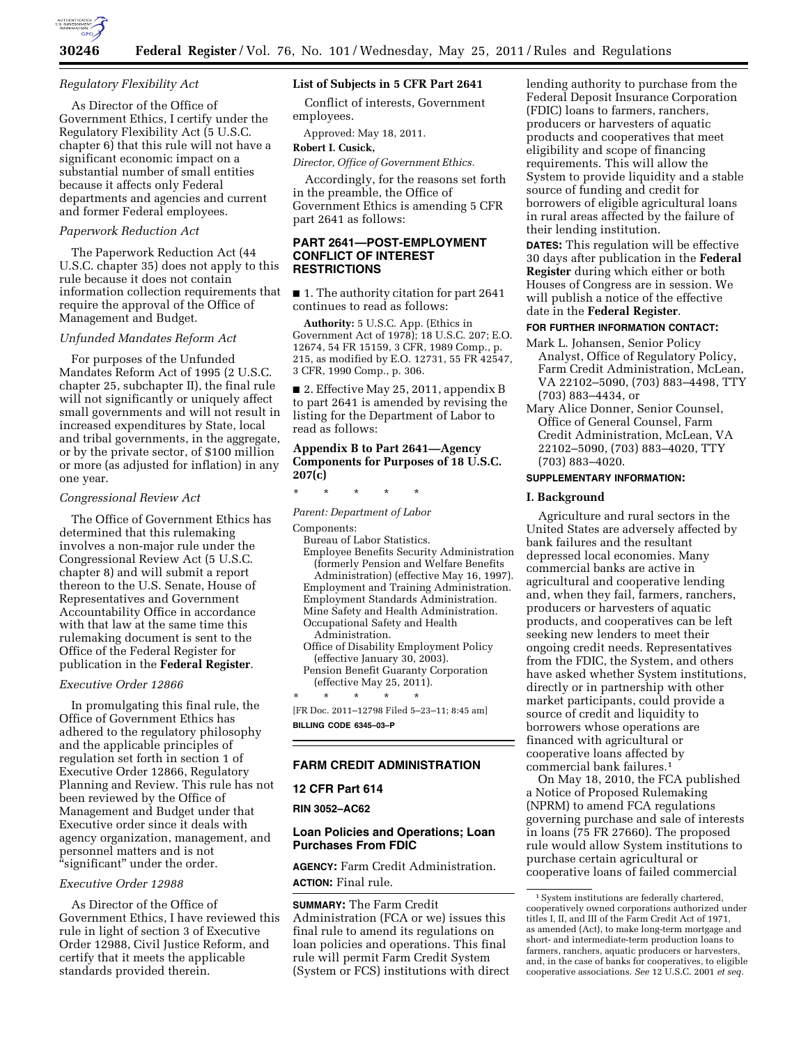### *Regulatory Flexibility Act*

As Director of the Office of Government Ethics, I certify under the Regulatory Flexibility Act (5 U.S.C. chapter 6) that this rule will not have a significant economic impact on a substantial number of small entities because it affects only Federal departments and agencies and current and former Federal employees.

### *Paperwork Reduction Act*

The Paperwork Reduction Act (44 U.S.C. chapter 35) does not apply to this rule because it does not contain information collection requirements that require the approval of the Office of Management and Budget.

### *Unfunded Mandates Reform Act*

For purposes of the Unfunded Mandates Reform Act of 1995 (2 U.S.C. chapter 25, subchapter II), the final rule will not significantly or uniquely affect small governments and will not result in increased expenditures by State, local and tribal governments, in the aggregate, or by the private sector, of $100 million or more (as adjusted for inflation) in any one year.

### *Congressional Review Act*

The Office of Government Ethics has determined that this rulemaking involves a non-major rule under the Congressional Review Act (5 U.S.C. chapter 8) and will submit a report thereon to the U.S. Senate, House of Representatives and Government Accountability Office in accordance with that law at the same time this rulemaking document is sent to the Office of the Federal Register for publication in the **Federal Register**.

### *Executive Order 12866*

In promulgating this final rule, the Office of Government Ethics has adhered to the regulatory philosophy and the applicable principles of regulation set forth in section 1 of Executive Order 12866, Regulatory Planning and Review. This rule has not been reviewed by the Office of Management and Budget under that Executive order since it deals with agency organization, management, and personnel matters and is not "significant" under the order.

### *Executive Order 12988*

As Director of the Office of Government Ethics, I have reviewed this rule in light of section 3 of Executive Order 12988, Civil Justice Reform, and certify that it meets the applicable standards provided therein.

### List of Subjects in 5 CFR Part 2641

Conflict of interests, Government employees.

Approved: May 18, 2011.

**Robert I. Cusick,**

*Director, Office of Government Ethics.*

Accordingly, for the reasons set forth in the preamble, the Office of Government Ethics is amending 5 CFR part 2641 as follows:

## PART 2641—POST-EMPLOYMENT CONFLICT OF INTEREST RESTRICTIONS

■ 1. The authority citation for part 2641 continues to read as follows:

**Authority:** 5 U.S.C. App. (Ethics in Government Act of 1978); 18 U.S.C. 207; E.O. 12674, 54 FR 15159, 3 CFR, 1989 Comp., p. 215, as modified by E.O. 12731, 55 FR 42547, 3 CFR, 1990 Comp., p. 306.

■ 2. Effective May 25, 2011, appendix B to part 2641 is amended by revising the listing for the Department of Labor to read as follows:

### Appendix B to Part 2641—Agency Components for Purposes of 18 U.S.C. 207(c)

\* \* \* \* \*

*Parent: Department of Labor*

Components:

Bureau of Labor Statistics.

Employee Benefits Security Administration (formerly Pension and Welfare Benefits Administration) (effective May 16, 1997).

Employment and Training Administration.

Employment Standards Administration.

Mine Safety and Health Administration.

Occupational Safety and Health Administration.

Office of Disability Employment Policy (effective January 30, 2003).

Pension Benefit Guaranty Corporation (effective May 25, 2011).

\* \* \* \* \*

[FR Doc. 2011–12798 Filed 5–23–11; 8:45 am]

**BILLING CODE 6345–03–P**

## FARM CREDIT ADMINISTRATION

## 12 CFR Part 614

## RIN 3052–AC62

## Loan Policies and Operations; Loan Purchases From FDIC

**AGENCY:** Farm Credit Administration.

**ACTION:** Final rule.

**SUMMARY:** The Farm Credit Administration (FCA or we) issues this final rule to amend its regulations on loan policies and operations. This final rule will permit Farm Credit System (System or FCS) institutions with direct lending authority to purchase from the Federal Deposit Insurance Corporation (FDIC) loans to farmers, ranchers, producers or harvesters of aquatic products and cooperatives that meet eligibility and scope of financing requirements. This will allow the System to provide liquidity and a stable source of funding and credit for borrowers of eligible agricultural loans in rural areas affected by the failure of their lending institution.

**DATES:** This regulation will be effective 30 days after publication in the **Federal Register** during which either or both Houses of Congress are in session. We will publish a notice of the effective date in the **Federal Register**.

**FOR FURTHER INFORMATION CONTACT:**

Mark L. Johansen, Senior Policy Analyst, Office of Regulatory Policy, Farm Credit Administration, McLean, VA 22102–5090, (703) 883–4498, TTY (703) 883–4434, or

Mary Alice Donner, Senior Counsel, Office of General Counsel, Farm Credit Administration, McLean, VA 22102–5090, (703) 883–4020, TTY (703) 883–4020.

**SUPPLEMENTARY INFORMATION:**

### I. Background

Agriculture and rural sectors in the United States are adversely affected by bank failures and the resultant depressed local economies. Many commercial banks are active in agricultural and cooperative lending and, when they fail, farmers, ranchers, producers or harvesters of aquatic products, and cooperatives can be left seeking new lenders to meet their ongoing credit needs. Representatives from the FDIC, the System, and others have asked whether System institutions, directly or in partnership with other market participants, could provide a source of credit and liquidity to borrowers whose operations are financed with agricultural or cooperative loans affected by commercial bank failures.[1]

On May 18, 2010, the FCA published a Notice of Proposed Rulemaking (NPRM) to amend FCA regulations governing purchase and sale of interests in loans (75 FR 27660). The proposed rule would allow System institutions to purchase certain agricultural or cooperative loans of failed commercial

[1] System institutions are federally chartered, cooperatively owned corporations authorized under titles I, II, and III of the Farm Credit Act of 1971, as amended (Act), to make long-term mortgage and short- and intermediate-term production loans to farmers, ranchers, aquatic producers or harvesters, and, in the case of banks for cooperatives, to eligible cooperative associations. *See* 12 U.S.C. 2001 *et seq.*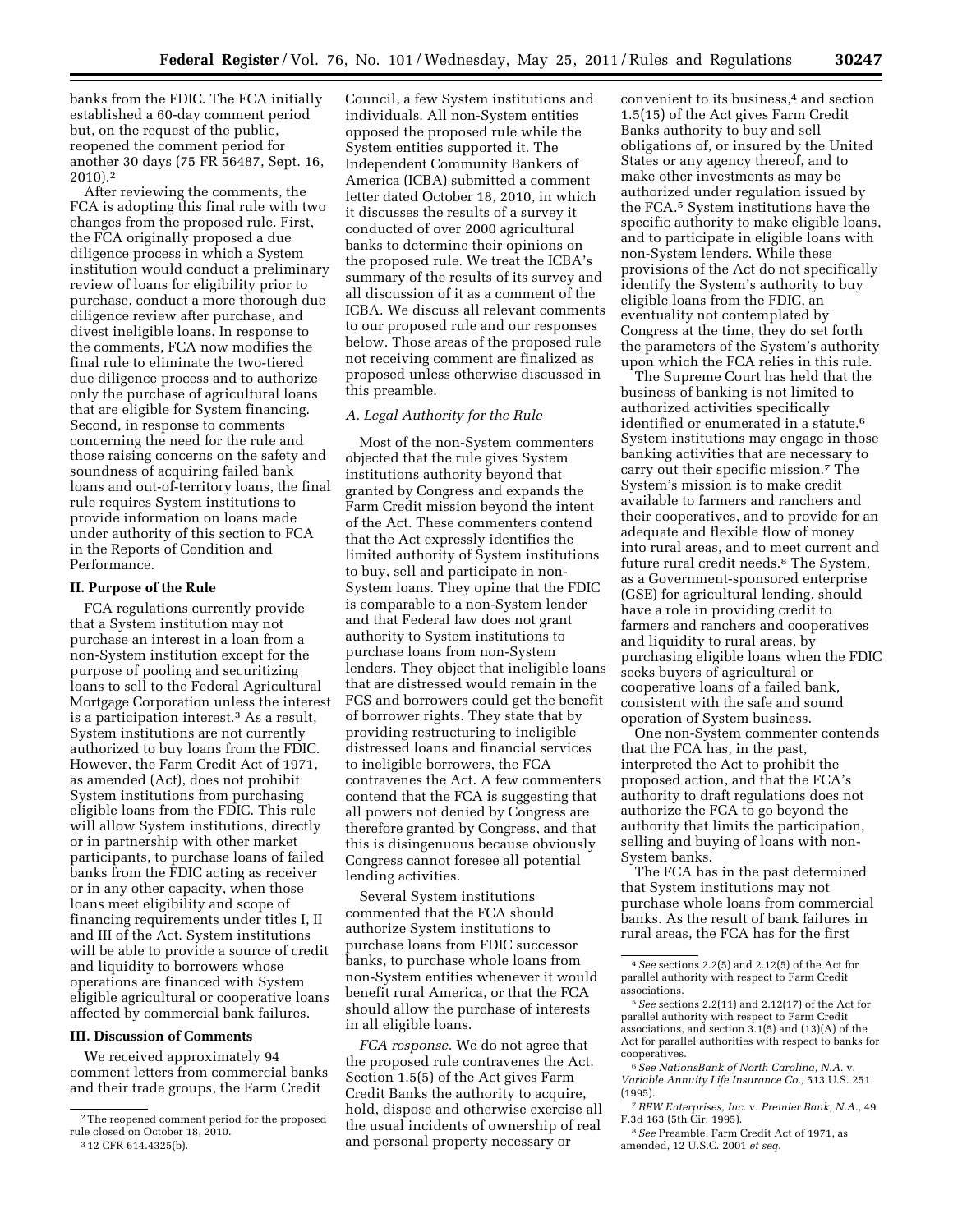banks from the FDIC. The FCA initially established a 60-day comment period but, on the request of the public, reopened the comment period for another 30 days (75 FR 56487, Sept. 16, 2010).[2]

After reviewing the comments, the FCA is adopting this final rule with two changes from the proposed rule. First, the FCA originally proposed a due diligence process in which a System institution would conduct a preliminary review of loans for eligibility prior to purchase, conduct a more thorough due diligence review after purchase, and divest ineligible loans. In response to the comments, FCA now modifies the final rule to eliminate the two-tiered due diligence process and to authorize only the purchase of agricultural loans that are eligible for System financing. Second, in response to comments concerning the need for the rule and those raising concerns on the safety and soundness of acquiring failed bank loans and out-of-territory loans, the final rule requires System institutions to provide information on loans made under authority of this section to FCA in the Reports of Condition and Performance.

## II. Purpose of the Rule

FCA regulations currently provide that a System institution may not purchase an interest in a loan from a non-System institution except for the purpose of pooling and securitizing loans to sell to the Federal Agricultural Mortgage Corporation unless the interest is a participation interest.[3] As a result, System institutions are not currently authorized to buy loans from the FDIC. However, the Farm Credit Act of 1971, as amended (Act), does not prohibit System institutions from purchasing eligible loans from the FDIC. This rule will allow System institutions, directly or in partnership with other market participants, to purchase loans of failed banks from the FDIC acting as receiver or in any other capacity, when those loans meet eligibility and scope of financing requirements under titles I, II and III of the Act. System institutions will be able to provide a source of credit and liquidity to borrowers whose operations are financed with System eligible agricultural or cooperative loans affected by commercial bank failures.

## III. Discussion of Comments

We received approximately 94 comment letters from commercial banks and their trade groups, the Farm Credit Council, a few System institutions and individuals. All non-System entities opposed the proposed rule while the System entities supported it. The Independent Community Bankers of America (ICBA) submitted a comment letter dated October 18, 2010, in which it discusses the results of a survey it conducted of over 2000 agricultural banks to determine their opinions on the proposed rule. We treat the ICBA's summary of the results of its survey and all discussion of it as a comment of the ICBA. We discuss all relevant comments to our proposed rule and our responses below. Those areas of the proposed rule not receiving comment are finalized as proposed unless otherwise discussed in this preamble.

### A. Legal Authority for the Rule

Most of the non-System commenters objected that the rule gives System institutions authority beyond that granted by Congress and expands the Farm Credit mission beyond the intent of the Act. These commenters contend that the Act expressly identifies the limited authority of System institutions to buy, sell and participate in non-System loans. They opine that the FDIC is comparable to a non-System lender and that Federal law does not grant authority to System institutions to purchase loans from non-System lenders. They object that ineligible loans that are distressed would remain in the FCS and borrowers could get the benefit of borrower rights. They state that by providing restructuring to ineligible distressed loans and financial services to ineligible borrowers, the FCA contravenes the Act. A few commenters contend that the FCA is suggesting that all powers not denied by Congress are therefore granted by Congress, and that this is disingenuous because obviously Congress cannot foresee all potential lending activities.

Several System institutions commented that the FCA should authorize System institutions to purchase loans from FDIC successor banks, to purchase whole loans from non-System entities whenever it would benefit rural America, or that the FCA should allow the purchase of interests in all eligible loans.

*FCA response.* We do not agree that the proposed rule contravenes the Act. Section 1.5(5) of the Act gives Farm Credit Banks the authority to acquire, hold, dispose and otherwise exercise all the usual incidents of ownership of real and personal property necessary or convenient to its business,[4] and section 1.5(15) of the Act gives Farm Credit Banks authority to buy and sell obligations of, or insured by the United States or any agency thereof, and to make other investments as may be authorized under regulation issued by the FCA.[5] System institutions have the specific authority to make eligible loans, and to participate in eligible loans with non-System lenders. While these provisions of the Act do not specifically identify the System's authority to buy eligible loans from the FDIC, an eventuality not contemplated by Congress at the time, they do set forth the parameters of the System's authority upon which the FCA relies in this rule.

The Supreme Court has held that the business of banking is not limited to authorized activities specifically identified or enumerated in a statute.[6] System institutions may engage in those banking activities that are necessary to carry out their specific mission.[7] The System's mission is to make credit available to farmers and ranchers and their cooperatives, and to provide for an adequate and flexible flow of money into rural areas, and to meet current and future rural credit needs.[8] The System, as a Government-sponsored enterprise (GSE) for agricultural lending, should have a role in providing credit to farmers and ranchers and cooperatives and liquidity to rural areas, by purchasing eligible loans when the FDIC seeks buyers of agricultural or cooperative loans of a failed bank, consistent with the safe and sound operation of System business.

One non-System commenter contends that the FCA has, in the past, interpreted the Act to prohibit the proposed action, and that the FCA's authority to draft regulations does not authorize the FCA to go beyond the authority that limits the participation, selling and buying of loans with non-System banks.

The FCA has in the past determined that System institutions may not purchase whole loans from commercial banks. As the result of bank failures in rural areas, the FCA has for the first

---

[2] The reopened comment period for the proposed rule closed on October 18, 2010.

[3] 12 CFR 614.4325(b).

[4] *See* sections 2.2(5) and 2.12(5) of the Act for parallel authority with respect to Farm Credit associations.

[5] *See* sections 2.2(11) and 2.12(17) of the Act for parallel authority with respect to Farm Credit associations, and section 3.1(5) and (13)(A) of the Act for parallel authorities with respect to banks for cooperatives.

[6] *See NationsBank of North Carolina, N.A.* v. *Variable Annuity Life Insurance Co.,* 513 U.S. 251 (1995).

[7] *REW Enterprises, Inc.* v. *Premier Bank, N.A.,* 49 F.3d 163 (5th Cir. 1995).

[8] *See* Preamble, Farm Credit Act of 1971, as amended, 12 U.S.C. 2001 *et seq.*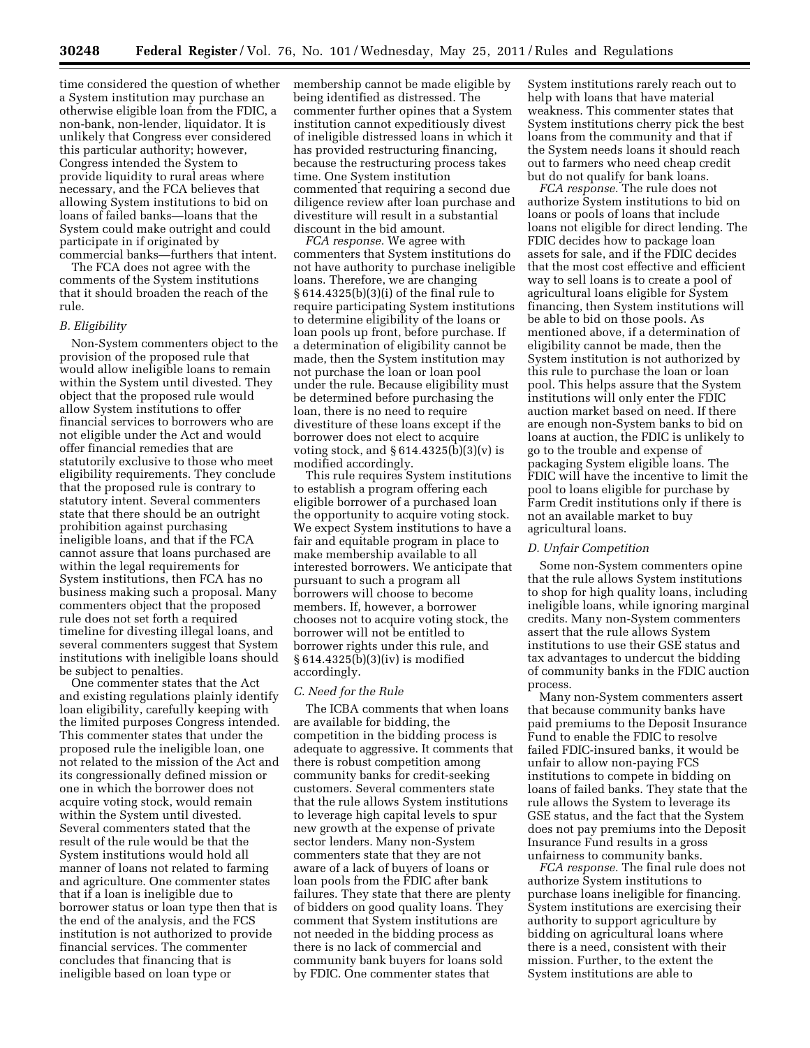time considered the question of whether a System institution may purchase an otherwise eligible loan from the FDIC, a non-bank, non-lender, liquidator. It is unlikely that Congress ever considered this particular authority; however, Congress intended the System to provide liquidity to rural areas where necessary, and the FCA believes that allowing System institutions to bid on loans of failed banks—loans that the System could make outright and could participate in if originated by commercial banks—furthers that intent.

The FCA does not agree with the comments of the System institutions that it should broaden the reach of the rule.

### B. Eligibility

Non-System commenters object to the provision of the proposed rule that would allow ineligible loans to remain within the System until divested. They object that the proposed rule would allow System institutions to offer financial services to borrowers who are not eligible under the Act and would offer financial remedies that are statutorily exclusive to those who meet eligibility requirements. They conclude that the proposed rule is contrary to statutory intent. Several commenters state that there should be an outright prohibition against purchasing ineligible loans, and that if the FCA cannot assure that loans purchased are within the legal requirements for System institutions, then FCA has no business making such a proposal. Many commenters object that the proposed rule does not set forth a required timeline for divesting illegal loans, and several commenters suggest that System institutions with ineligible loans should be subject to penalties.

One commenter states that the Act and existing regulations plainly identify loan eligibility, carefully keeping with the limited purposes Congress intended. This commenter states that under the proposed rule the ineligible loan, one not related to the mission of the Act and its congressionally defined mission or one in which the borrower does not acquire voting stock, would remain within the System until divested. Several commenters stated that the result of the rule would be that the System institutions would hold all manner of loans not related to farming and agriculture. One commenter states that if a loan is ineligible due to borrower status or loan type then that is the end of the analysis, and the FCS institution is not authorized to provide financial services. The commenter concludes that financing that is ineligible based on loan type or membership cannot be made eligible by being identified as distressed. The commenter further opines that a System institution cannot expeditiously divest of ineligible distressed loans in which it has provided restructuring financing, because the restructuring process takes time. One System institution commented that requiring a second due diligence review after loan purchase and divestiture will result in a substantial discount in the bid amount.

*FCA response.* We agree with commenters that System institutions do not have authority to purchase ineligible loans. Therefore, we are changing § 614.4325(b)(3)(i) of the final rule to require participating System institutions to determine eligibility of the loans or loan pools up front, before purchase. If a determination of eligibility cannot be made, then the System institution may not purchase the loan or loan pool under the rule. Because eligibility must be determined before purchasing the loan, there is no need to require divestiture of these loans except if the borrower does not elect to acquire voting stock, and § 614.4325(b)(3)(v) is modified accordingly.

This rule requires System institutions to establish a program offering each eligible borrower of a purchased loan the opportunity to acquire voting stock. We expect System institutions to have a fair and equitable program in place to make membership available to all interested borrowers. We anticipate that pursuant to such a program all borrowers will choose to become members. If, however, a borrower chooses not to acquire voting stock, the borrower will not be entitled to borrower rights under this rule, and § 614.4325(b)(3)(iv) is modified accordingly.

### C. Need for the Rule

The ICBA comments that when loans are available for bidding, the competition in the bidding process is adequate to aggressive. It comments that there is robust competition among community banks for credit-seeking customers. Several commenters state that the rule allows System institutions to leverage high capital levels to spur new growth at the expense of private sector lenders. Many non-System commenters state that they are not aware of a lack of buyers of loans or loan pools from the FDIC after bank failures. They state that there are plenty of bidders on good quality loans. They comment that System institutions are not needed in the bidding process as there is no lack of commercial and community bank buyers for loans sold by FDIC. One commenter states that System institutions rarely reach out to help with loans that have material weakness. This commenter states that System institutions cherry pick the best loans from the community and that if the System needs loans it should reach out to farmers who need cheap credit but do not qualify for bank loans.

*FCA response.* The rule does not authorize System institutions to bid on loans or pools of loans that include loans not eligible for direct lending. The FDIC decides how to package loan assets for sale, and if the FDIC decides that the most cost effective and efficient way to sell loans is to create a pool of agricultural loans eligible for System financing, then System institutions will be able to bid on those pools. As mentioned above, if a determination of eligibility cannot be made, then the System institution is not authorized by this rule to purchase the loan or loan pool. This helps assure that the System institutions will only enter the FDIC auction market based on need. If there are enough non-System banks to bid on loans at auction, the FDIC is unlikely to go to the trouble and expense of packaging System eligible loans. The FDIC will have the incentive to limit the pool to loans eligible for purchase by Farm Credit institutions only if there is not an available market to buy agricultural loans.

### D. Unfair Competition

Some non-System commenters opine that the rule allows System institutions to shop for high quality loans, including ineligible loans, while ignoring marginal credits. Many non-System commenters assert that the rule allows System institutions to use their GSE status and tax advantages to undercut the bidding of community banks in the FDIC auction process.

Many non-System commenters assert that because community banks have paid premiums to the Deposit Insurance Fund to enable the FDIC to resolve failed FDIC-insured banks, it would be unfair to allow non-paying FCS institutions to compete in bidding on loans of failed banks. They state that the rule allows the System to leverage its GSE status, and the fact that the System does not pay premiums into the Deposit Insurance Fund results in a gross unfairness to community banks.

*FCA response.* The final rule does not authorize System institutions to purchase loans ineligible for financing. System institutions are exercising their authority to support agriculture by bidding on agricultural loans where there is a need, consistent with their mission. Further, to the extent the System institutions are able to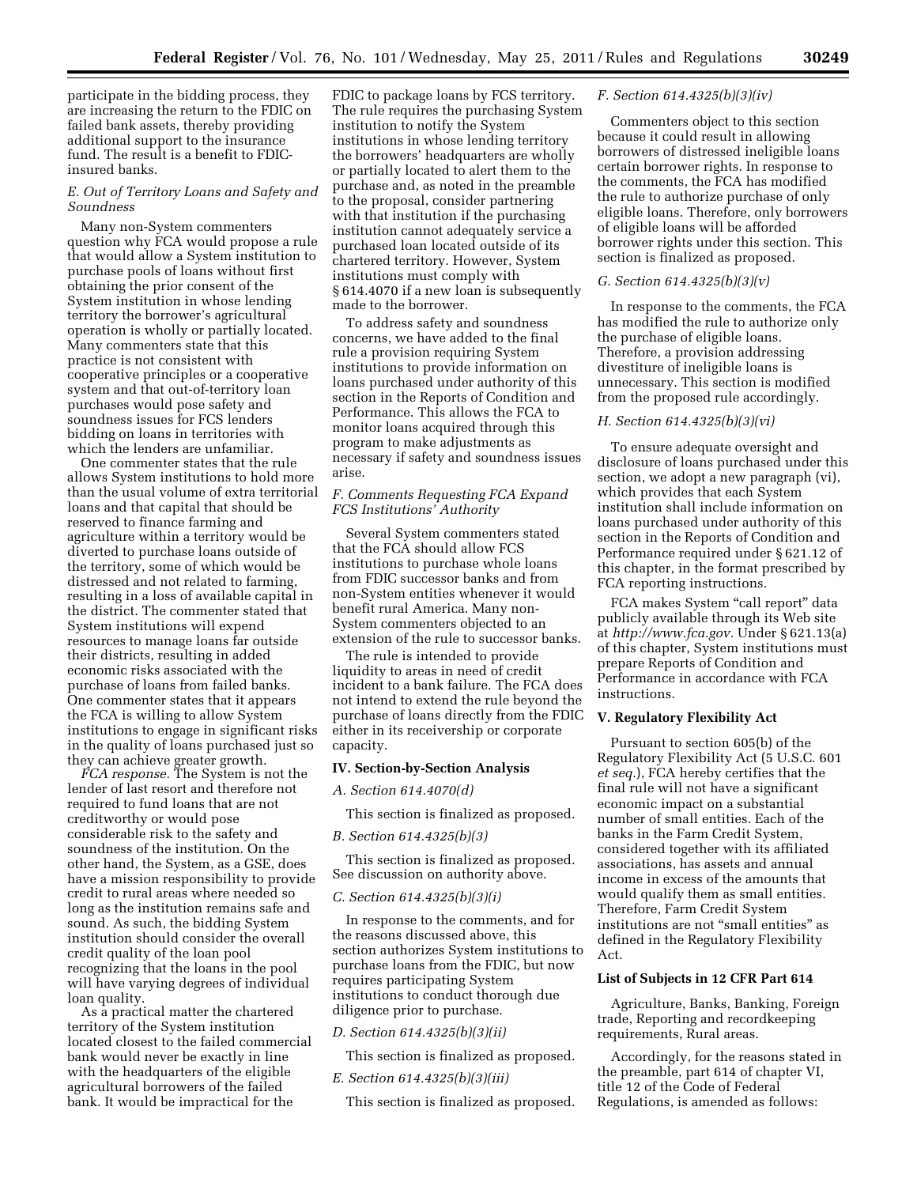participate in the bidding process, they are increasing the return to the FDIC on failed bank assets, thereby providing additional support to the insurance fund. The result is a benefit to FDIC-insured banks.

### *E. Out of Territory Loans and Safety and Soundness*

Many non-System commenters question why FCA would propose a rule that would allow a System institution to purchase pools of loans without first obtaining the prior consent of the System institution in whose lending territory the borrower's agricultural operation is wholly or partially located. Many commenters state that this practice is not consistent with cooperative principles or a cooperative system and that out-of-territory loan purchases would pose safety and soundness issues for FCS lenders bidding on loans in territories with which the lenders are unfamiliar.

One commenter states that the rule allows System institutions to hold more than the usual volume of extra territorial loans and that capital that should be reserved to finance farming and agriculture within a territory would be diverted to purchase loans outside of the territory, some of which would be distressed and not related to farming, resulting in a loss of available capital in the district. The commenter stated that System institutions will expend resources to manage loans far outside their districts, resulting in added economic risks associated with the purchase of loans from failed banks. One commenter states that it appears the FCA is willing to allow System institutions to engage in significant risks in the quality of loans purchased just so they can achieve greater growth.

*FCA response.* The System is not the lender of last resort and therefore not required to fund loans that are not creditworthy or would pose considerable risk to the safety and soundness of the institution. On the other hand, the System, as a GSE, does have a mission responsibility to provide credit to rural areas where needed so long as the institution remains safe and sound. As such, the bidding System institution should consider the overall credit quality of the loan pool recognizing that the loans in the pool will have varying degrees of individual loan quality.

As a practical matter the chartered territory of the System institution located closest to the failed commercial bank would never be exactly in line with the headquarters of the eligible agricultural borrowers of the failed bank. It would be impractical for the FDIC to package loans by FCS territory. The rule requires the purchasing System institution to notify the System institutions in whose lending territory the borrowers' headquarters are wholly or partially located to alert them to the purchase and, as noted in the preamble to the proposal, consider partnering with that institution if the purchasing institution cannot adequately service a purchased loan located outside of its chartered territory. However, System institutions must comply with § 614.4070 if a new loan is subsequently made to the borrower.

To address safety and soundness concerns, we have added to the final rule a provision requiring System institutions to provide information on loans purchased under authority of this section in the Reports of Condition and Performance. This allows the FCA to monitor loans acquired through this program to make adjustments as necessary if safety and soundness issues arise.

### *F. Comments Requesting FCA Expand FCS Institutions' Authority*

Several System commenters stated that the FCA should allow FCS institutions to purchase whole loans from FDIC successor banks and from non-System entities whenever it would benefit rural America. Many non-System commenters objected to an extension of the rule to successor banks.

The rule is intended to provide liquidity to areas in need of credit incident to a bank failure. The FCA does not intend to extend the rule beyond the purchase of loans directly from the FDIC either in its receivership or corporate capacity.

## IV. Section-by-Section Analysis

### *A. Section 614.4070(d)*

This section is finalized as proposed.

### *B. Section 614.4325(b)(3)*

This section is finalized as proposed. See discussion on authority above.

### *C. Section 614.4325(b)(3)(i)*

In response to the comments, and for the reasons discussed above, this section authorizes System institutions to purchase loans from the FDIC, but now requires participating System institutions to conduct thorough due diligence prior to purchase.

### *D. Section 614.4325(b)(3)(ii)*

This section is finalized as proposed.

### *E. Section 614.4325(b)(3)(iii)*

This section is finalized as proposed.

### *F. Section 614.4325(b)(3)(iv)*

Commenters object to this section because it could result in allowing borrowers of distressed ineligible loans certain borrower rights. In response to the comments, the FCA has modified the rule to authorize purchase of only eligible loans. Therefore, only borrowers of eligible loans will be afforded borrower rights under this section. This section is finalized as proposed.

### *G. Section 614.4325(b)(3)(v)*

In response to the comments, the FCA has modified the rule to authorize only the purchase of eligible loans. Therefore, a provision addressing divestiture of ineligible loans is unnecessary. This section is modified from the proposed rule accordingly.

### *H. Section 614.4325(b)(3)(vi)*

To ensure adequate oversight and disclosure of loans purchased under this section, we adopt a new paragraph (vi), which provides that each System institution shall include information on loans purchased under authority of this section in the Reports of Condition and Performance required under § 621.12 of this chapter, in the format prescribed by FCA reporting instructions.

FCA makes System "call report" data publicly available through its Web site at *http://www.fca.gov.* Under § 621.13(a) of this chapter, System institutions must prepare Reports of Condition and Performance in accordance with FCA instructions.

## V. Regulatory Flexibility Act

Pursuant to section 605(b) of the Regulatory Flexibility Act (5 U.S.C. 601 *et seq.*), FCA hereby certifies that the final rule will not have a significant economic impact on a substantial number of small entities. Each of the banks in the Farm Credit System, considered together with its affiliated associations, has assets and annual income in excess of the amounts that would qualify them as small entities. Therefore, Farm Credit System institutions are not "small entities" as defined in the Regulatory Flexibility Act.

### List of Subjects in 12 CFR Part 614

Agriculture, Banks, Banking, Foreign trade, Reporting and recordkeeping requirements, Rural areas.

Accordingly, for the reasons stated in the preamble, part 614 of chapter VI, title 12 of the Code of Federal Regulations, is amended as follows: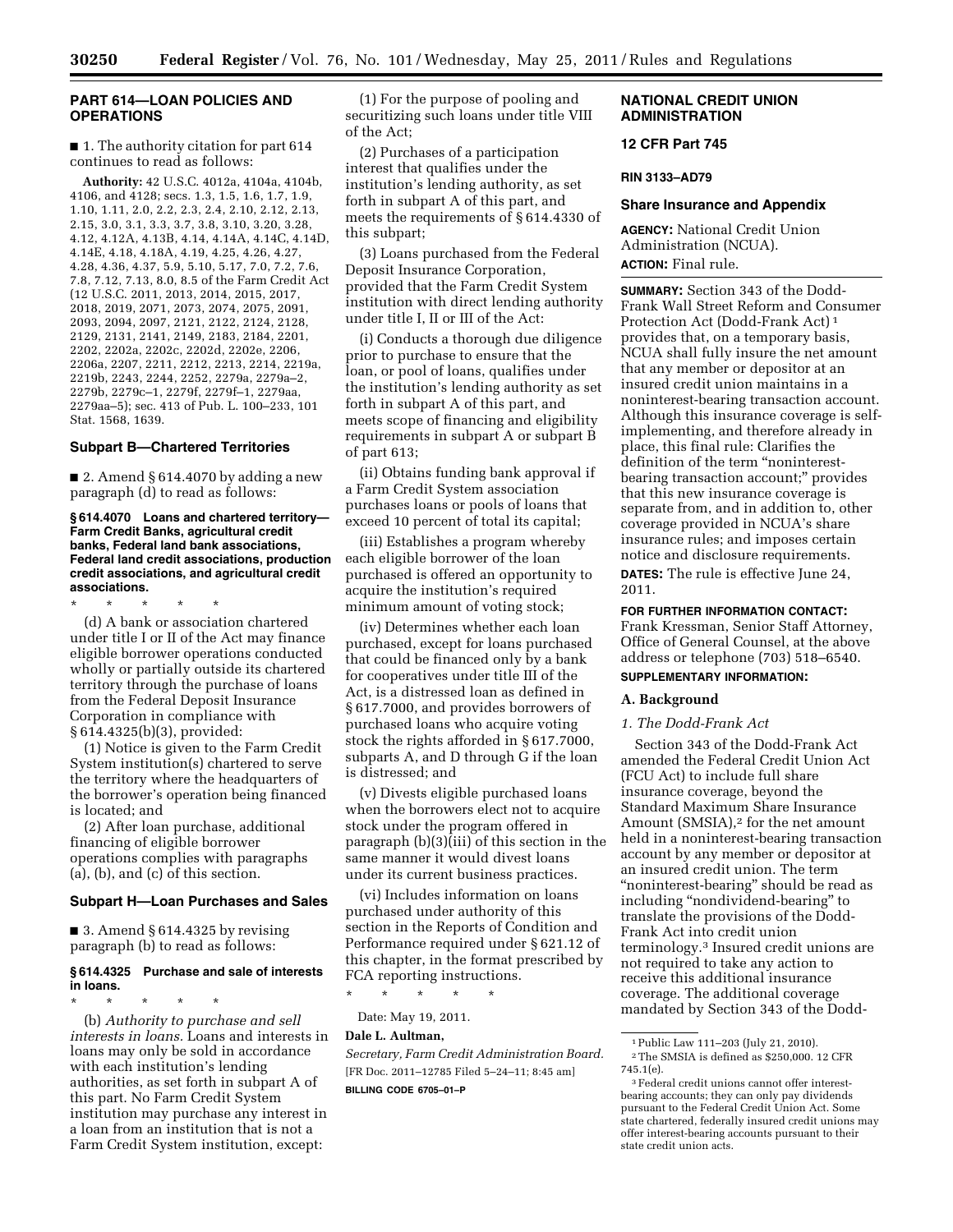## PART 614—LOAN POLICIES AND OPERATIONS

■ 1. The authority citation for part 614 continues to read as follows:

**Authority:** 42 U.S.C. 4012a, 4104a, 4104b, 4106, and 4128; secs. 1.3, 1.5, 1.6, 1.7, 1.9, 1.10, 1.11, 2.0, 2.2, 2.3, 2.4, 2.10, 2.12, 2.13, 2.15, 3.0, 3.1, 3.3, 3.7, 3.8, 3.10, 3.20, 3.28, 4.12, 4.12A, 4.13B, 4.14, 4.14A, 4.14C, 4.14D, 4.14E, 4.18, 4.18A, 4.19, 4.25, 4.26, 4.27, 4.28, 4.36, 4.37, 5.9, 5.10, 5.17, 7.0, 7.2, 7.6, 7.8, 7.12, 7.13, 8.0, 8.5 of the Farm Credit Act (12 U.S.C. 2011, 2013, 2014, 2015, 2017, 2018, 2019, 2071, 2073, 2074, 2075, 2091, 2093, 2094, 2097, 2121, 2122, 2124, 2128, 2129, 2131, 2141, 2149, 2183, 2184, 2201, 2202, 2202a, 2202c, 2202d, 2202e, 2206, 2206a, 2207, 2211, 2212, 2213, 2214, 2219a, 2219b, 2243, 2244, 2252, 2279a, 2279a–2, 2279b, 2279c–1, 2279f, 2279f–1, 2279aa, 2279aa–5); sec. 413 of Pub. L. 100–233, 101 Stat. 1568, 1639.

### Subpart B—Chartered Territories

■ 2. Amend § 614.4070 by adding a new paragraph (d) to read as follows:

**§ 614.4070 Loans and chartered territory—Farm Credit Banks, agricultural credit banks, Federal land bank associations, Federal land credit associations, production credit associations, and agricultural credit associations.**

\* \* \* \* \*

(d) A bank or association chartered under title I or II of the Act may finance eligible borrower operations conducted wholly or partially outside its chartered territory through the purchase of loans from the Federal Deposit Insurance Corporation in compliance with § 614.4325(b)(3), provided:

(1) Notice is given to the Farm Credit System institution(s) chartered to serve the territory where the headquarters of the borrower's operation being financed is located; and

(2) After loan purchase, additional financing of eligible borrower operations complies with paragraphs (a), (b), and (c) of this section.

### Subpart H—Loan Purchases and Sales

■ 3. Amend § 614.4325 by revising paragraph (b) to read as follows:

**§ 614.4325 Purchase and sale of interests in loans.**

\* \* \* \* \*

(b) *Authority to purchase and sell interests in loans.* Loans and interests in loans may only be sold in accordance with each institution's lending authorities, as set forth in subpart A of this part. No Farm Credit System institution may purchase any interest in a loan from an institution that is not a Farm Credit System institution, except:

(1) For the purpose of pooling and securitizing such loans under title VIII of the Act;

(2) Purchases of a participation interest that qualifies under the institution's lending authority, as set forth in subpart A of this part, and meets the requirements of § 614.4330 of this subpart;

(3) Loans purchased from the Federal Deposit Insurance Corporation, provided that the Farm Credit System institution with direct lending authority under title I, II or III of the Act:

(i) Conducts a thorough due diligence prior to purchase to ensure that the loan, or pool of loans, qualifies under the institution's lending authority as set forth in subpart A of this part, and meets scope of financing and eligibility requirements in subpart A or subpart B of part 613;

(ii) Obtains funding bank approval if a Farm Credit System association purchases loans or pools of loans that exceed 10 percent of total its capital;

(iii) Establishes a program whereby each eligible borrower of the loan purchased is offered an opportunity to acquire the institution's required minimum amount of voting stock;

(iv) Determines whether each loan purchased, except for loans purchased that could be financed only by a bank for cooperatives under title III of the Act, is a distressed loan as defined in § 617.7000, and provides borrowers of purchased loans who acquire voting stock the rights afforded in § 617.7000, subparts A, and D through G if the loan is distressed; and

(v) Divests eligible purchased loans when the borrowers elect not to acquire stock under the program offered in paragraph (b)(3)(iii) of this section in the same manner it would divest loans under its current business practices.

(vi) Includes information on loans purchased under authority of this section in the Reports of Condition and Performance required under § 621.12 of this chapter, in the format prescribed by FCA reporting instructions.

\* \* \* \* \*

Date: May 19, 2011.

**Dale L. Aultman,**

*Secretary, Farm Credit Administration Board.*

[FR Doc. 2011–12785 Filed 5–24–11; 8:45 am]

**BILLING CODE 6705–01–P**

## NATIONAL CREDIT UNION ADMINISTRATION

### 12 CFR Part 745

**RIN 3133–AD79**

### Share Insurance and Appendix

**AGENCY:** National Credit Union Administration (NCUA).

**ACTION:** Final rule.

**SUMMARY:** Section 343 of the Dodd-Frank Wall Street Reform and Consumer Protection Act (Dodd-Frank Act) [1] provides that, on a temporary basis, NCUA shall fully insure the net amount that any member or depositor at an insured credit union maintains in a noninterest-bearing transaction account. Although this insurance coverage is self-implementing, and therefore already in place, this final rule: Clarifies the definition of the term "noninterest-bearing transaction account;" provides that this new insurance coverage is separate from, and in addition to, other coverage provided in NCUA's share insurance rules; and imposes certain notice and disclosure requirements.

**DATES:** The rule is effective June 24, 2011.

**FOR FURTHER INFORMATION CONTACT:** Frank Kressman, Senior Staff Attorney, Office of General Counsel, at the above address or telephone (703) 518–6540.

**SUPPLEMENTARY INFORMATION:**

### A. Background

#### *1. The Dodd-Frank Act*

Section 343 of the Dodd-Frank Act amended the Federal Credit Union Act (FCU Act) to include full share insurance coverage, beyond the Standard Maximum Share Insurance Amount (SMSIA),[2] for the net amount held in a noninterest-bearing transaction account by any member or depositor at an insured credit union. The term "noninterest-bearing" should be read as including "nondividend-bearing" to translate the provisions of the Dodd-Frank Act into credit union terminology.[3] Insured credit unions are not required to take any action to receive this additional insurance coverage. The additional coverage mandated by Section 343 of the Dodd-

[1] Public Law 111–203 (July 21, 2010).

[2] The SMSIA is defined as $250,000. 12 CFR 745.1(e).

[3] Federal credit unions cannot offer interest-bearing accounts; they can only pay dividends pursuant to the Federal Credit Union Act. Some state chartered, federally insured credit unions may offer interest-bearing accounts pursuant to their state credit union acts.